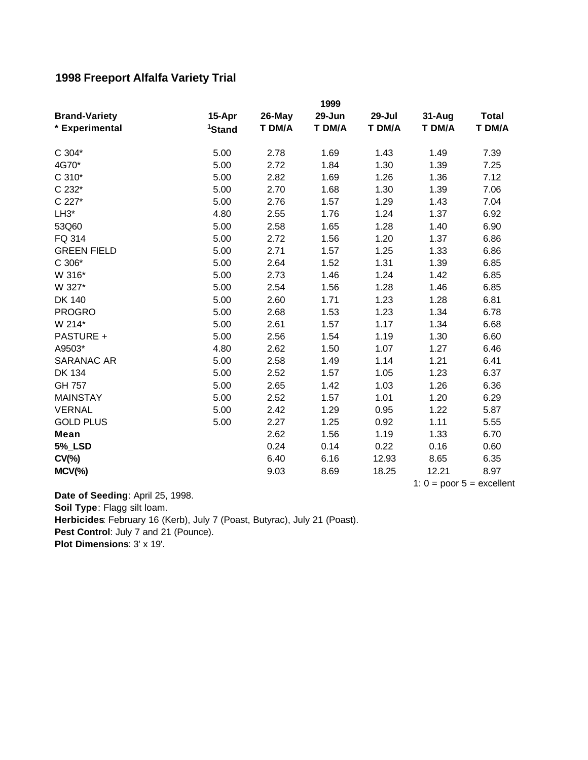# 1998 Freeport Alfalfa Variety Trial

| Brand-Variety | 1999 | | | | | |
|---|---|---|---|---|---|---|
| * Experimental | 15-Apr [1]Stand | 26-May T DM/A | 29-Jun T DM/A | 29-Jul T DM/A | 31-Aug T DM/A | Total T DM/A |
| C 304* | 5.00 | 2.78 | 1.69 | 1.43 | 1.49 | 7.39 |
| 4G70* | 5.00 | 2.72 | 1.84 | 1.30 | 1.39 | 7.25 |
| C 310* | 5.00 | 2.82 | 1.69 | 1.26 | 1.36 | 7.12 |
| C 232* | 5.00 | 2.70 | 1.68 | 1.30 | 1.39 | 7.06 |
| C 227* | 5.00 | 2.76 | 1.57 | 1.29 | 1.43 | 7.04 |
| LH3* | 4.80 | 2.55 | 1.76 | 1.24 | 1.37 | 6.92 |
| 53Q60 | 5.00 | 2.58 | 1.65 | 1.28 | 1.40 | 6.90 |
| FQ 314 | 5.00 | 2.72 | 1.56 | 1.20 | 1.37 | 6.86 |
| GREEN FIELD | 5.00 | 2.71 | 1.57 | 1.25 | 1.33 | 6.86 |
| C 306* | 5.00 | 2.64 | 1.52 | 1.31 | 1.39 | 6.85 |
| W 316* | 5.00 | 2.73 | 1.46 | 1.24 | 1.42 | 6.85 |
| W 327* | 5.00 | 2.54 | 1.56 | 1.28 | 1.46 | 6.85 |
| DK 140 | 5.00 | 2.60 | 1.71 | 1.23 | 1.28 | 6.81 |
| PROGRO | 5.00 | 2.68 | 1.53 | 1.23 | 1.34 | 6.78 |
| W 214* | 5.00 | 2.61 | 1.57 | 1.17 | 1.34 | 6.68 |
| PASTURE + | 5.00 | 2.56 | 1.54 | 1.19 | 1.30 | 6.60 |
| A9503* | 4.80 | 2.62 | 1.50 | 1.07 | 1.27 | 6.46 |
| SARANAC AR | 5.00 | 2.58 | 1.49 | 1.14 | 1.21 | 6.41 |
| DK 134 | 5.00 | 2.52 | 1.57 | 1.05 | 1.23 | 6.37 |
| GH 757 | 5.00 | 2.65 | 1.42 | 1.03 | 1.26 | 6.36 |
| MAINSTAY | 5.00 | 2.52 | 1.57 | 1.01 | 1.20 | 6.29 |
| VERNAL | 5.00 | 2.42 | 1.29 | 0.95 | 1.22 | 5.87 |
| GOLD PLUS | 5.00 | 2.27 | 1.25 | 0.92 | 1.11 | 5.55 |
| **Mean** | | 2.62 | 1.56 | 1.19 | 1.33 | 6.70 |
| **5%_LSD** | | 0.24 | 0.14 | 0.22 | 0.16 | 0.60 |
| **CV(%)** | | 6.40 | 6.16 | 12.93 | 8.65 | 6.35 |
| **MCV(%)** | | 9.03 | 8.69 | 18.25 | 12.21 | 8.97 |

1: 0 = poor 5 = excellent

**Date of Seeding**: April 25, 1998.
**Soil Type**: Flagg silt loam.
**Herbicides**: February 16 (Kerb), July 7 (Poast, Butyrac), July 21 (Poast).
**Pest Control**: July 7 and 21 (Pounce).
**Plot Dimensions**: 3' x 19'.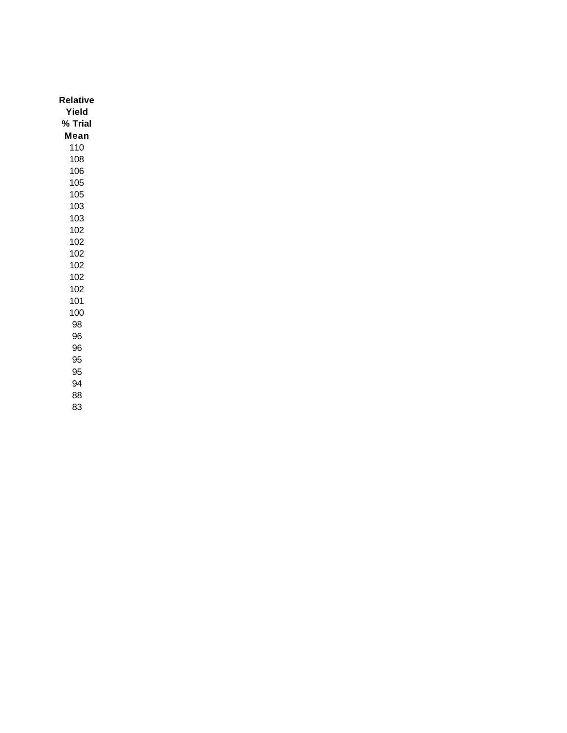| Relative Yield % Trial Mean |
|---|
| 110 |
| 108 |
| 106 |
| 105 |
| 105 |
| 103 |
| 103 |
| 102 |
| 102 |
| 102 |
| 102 |
| 102 |
| 102 |
| 101 |
| 100 |
| 98 |
| 96 |
| 96 |
| 95 |
| 95 |
| 94 |
| 88 |
| 83 |